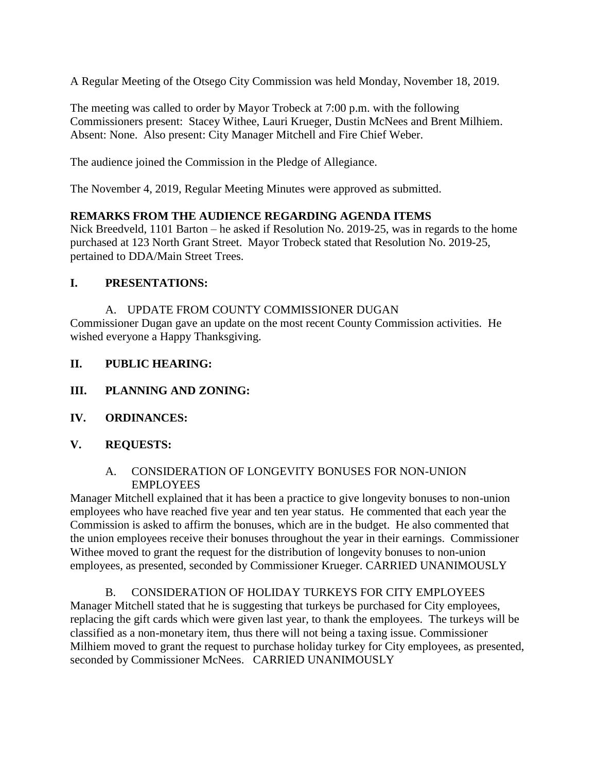A Regular Meeting of the Otsego City Commission was held Monday, November 18, 2019.

The meeting was called to order by Mayor Trobeck at 7:00 p.m. with the following Commissioners present: Stacey Withee, Lauri Krueger, Dustin McNees and Brent Milhiem. Absent: None. Also present: City Manager Mitchell and Fire Chief Weber.

The audience joined the Commission in the Pledge of Allegiance.

The November 4, 2019, Regular Meeting Minutes were approved as submitted.

**REMARKS FROM THE AUDIENCE REGARDING AGENDA ITEMS**

Nick Breedveld, 1101 Barton – he asked if Resolution No. 2019-25, was in regards to the home purchased at 123 North Grant Street. Mayor Trobeck stated that Resolution No. 2019-25, pertained to DDA/Main Street Trees.

## I. PRESENTATIONS:

A. UPDATE FROM COUNTY COMMISSIONER DUGAN

Commissioner Dugan gave an update on the most recent County Commission activities. He wished everyone a Happy Thanksgiving.

## II. PUBLIC HEARING:

## III. PLANNING AND ZONING:

## IV. ORDINANCES:

## V. REQUESTS:

A. CONSIDERATION OF LONGEVITY BONUSES FOR NON-UNION EMPLOYEES

Manager Mitchell explained that it has been a practice to give longevity bonuses to non-union employees who have reached five year and ten year status. He commented that each year the Commission is asked to affirm the bonuses, which are in the budget. He also commented that the union employees receive their bonuses throughout the year in their earnings. Commissioner Withee moved to grant the request for the distribution of longevity bonuses to non-union employees, as presented, seconded by Commissioner Krueger. CARRIED UNANIMOUSLY

B. CONSIDERATION OF HOLIDAY TURKEYS FOR CITY EMPLOYEES

Manager Mitchell stated that he is suggesting that turkeys be purchased for City employees, replacing the gift cards which were given last year, to thank the employees. The turkeys will be classified as a non-monetary item, thus there will not being a taxing issue. Commissioner Milhiem moved to grant the request to purchase holiday turkey for City employees, as presented, seconded by Commissioner McNees. CARRIED UNANIMOUSLY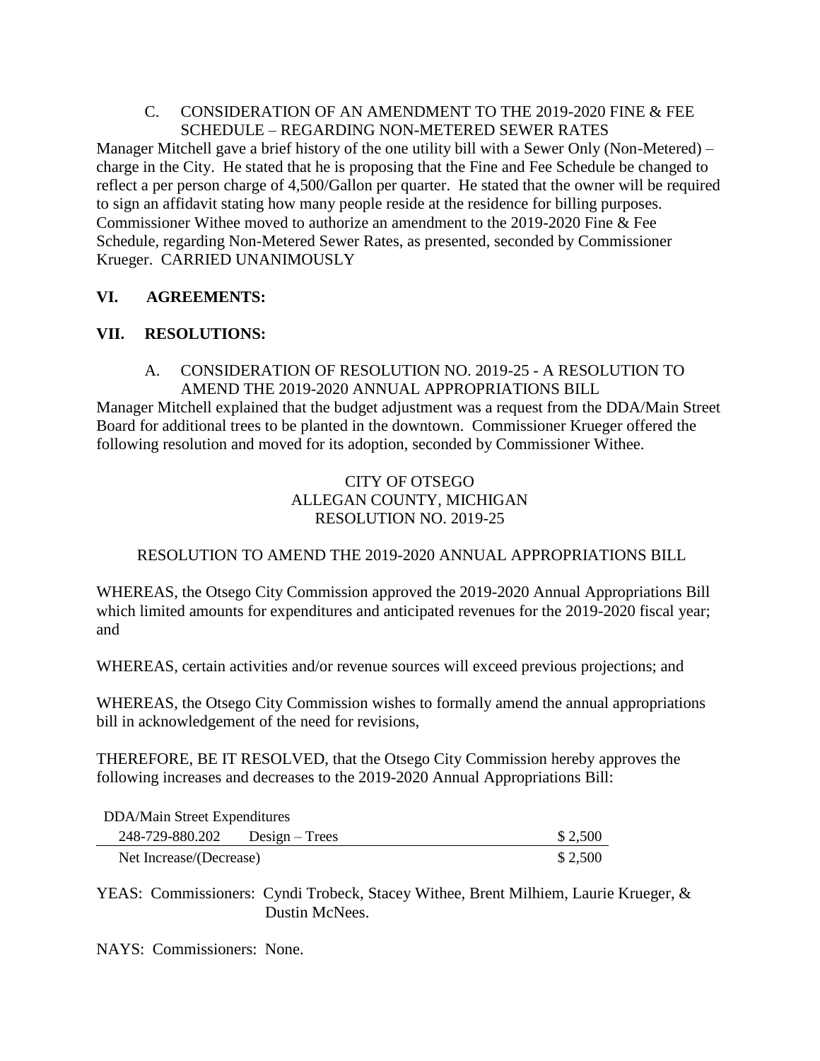C. CONSIDERATION OF AN AMENDMENT TO THE 2019-2020 FINE & FEE SCHEDULE – REGARDING NON-METERED SEWER RATES

Manager Mitchell gave a brief history of the one utility bill with a Sewer Only (Non-Metered) – charge in the City. He stated that he is proposing that the Fine and Fee Schedule be changed to reflect a per person charge of 4,500/Gallon per quarter. He stated that the owner will be required to sign an affidavit stating how many people reside at the residence for billing purposes. Commissioner Withee moved to authorize an amendment to the 2019-2020 Fine & Fee Schedule, regarding Non-Metered Sewer Rates, as presented, seconded by Commissioner Krueger. CARRIED UNANIMOUSLY

## VI. AGREEMENTS:

## VII. RESOLUTIONS:

A. CONSIDERATION OF RESOLUTION NO. 2019-25 - A RESOLUTION TO AMEND THE 2019-2020 ANNUAL APPROPRIATIONS BILL

Manager Mitchell explained that the budget adjustment was a request from the DDA/Main Street Board for additional trees to be planted in the downtown. Commissioner Krueger offered the following resolution and moved for its adoption, seconded by Commissioner Withee.

CITY OF OTSEGO
ALLEGAN COUNTY, MICHIGAN
RESOLUTION NO. 2019-25

RESOLUTION TO AMEND THE 2019-2020 ANNUAL APPROPRIATIONS BILL

WHEREAS, the Otsego City Commission approved the 2019-2020 Annual Appropriations Bill which limited amounts for expenditures and anticipated revenues for the 2019-2020 fiscal year; and

WHEREAS, certain activities and/or revenue sources will exceed previous projections; and

WHEREAS, the Otsego City Commission wishes to formally amend the annual appropriations bill in acknowledgement of the need for revisions,

THEREFORE, BE IT RESOLVED, that the Otsego City Commission hereby approves the following increases and decreases to the 2019-2020 Annual Appropriations Bill:

| DDA/Main Street Expenditures | | |
|---|---|---|
| 248-729-880.202 | Design – Trees | $ 2,500 |
| Net Increase/(Decrease) | | $ 2,500 |

YEAS: Commissioners: Cyndi Trobeck, Stacey Withee, Brent Milhiem, Laurie Krueger, & Dustin McNees.

NAYS: Commissioners: None.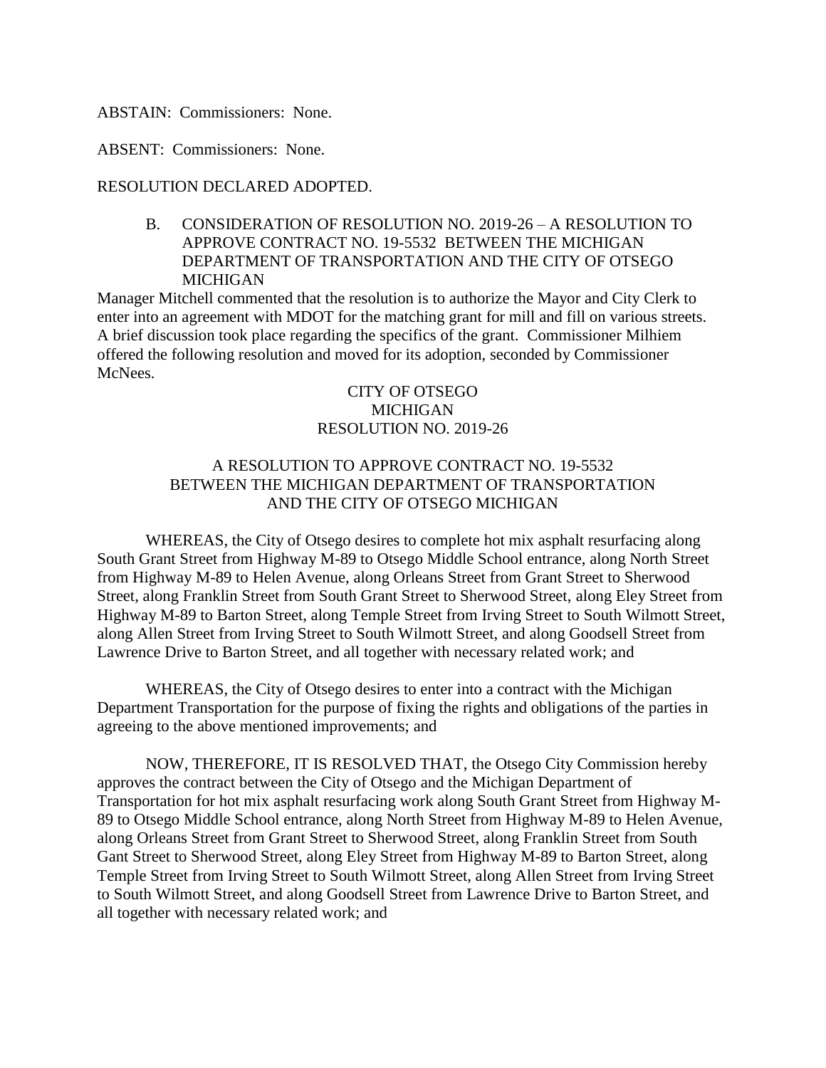ABSTAIN: Commissioners: None.

ABSENT: Commissioners: None.

RESOLUTION DECLARED ADOPTED.

B. CONSIDERATION OF RESOLUTION NO. 2019-26 – A RESOLUTION TO APPROVE CONTRACT NO. 19-5532 BETWEEN THE MICHIGAN DEPARTMENT OF TRANSPORTATION AND THE CITY OF OTSEGO MICHIGAN

Manager Mitchell commented that the resolution is to authorize the Mayor and City Clerk to enter into an agreement with MDOT for the matching grant for mill and fill on various streets. A brief discussion took place regarding the specifics of the grant. Commissioner Milhiem offered the following resolution and moved for its adoption, seconded by Commissioner McNees.

CITY OF OTSEGO
MICHIGAN
RESOLUTION NO. 2019-26

A RESOLUTION TO APPROVE CONTRACT NO. 19-5532
BETWEEN THE MICHIGAN DEPARTMENT OF TRANSPORTATION
AND THE CITY OF OTSEGO MICHIGAN

WHEREAS, the City of Otsego desires to complete hot mix asphalt resurfacing along South Grant Street from Highway M-89 to Otsego Middle School entrance, along North Street from Highway M-89 to Helen Avenue, along Orleans Street from Grant Street to Sherwood Street, along Franklin Street from South Grant Street to Sherwood Street, along Eley Street from Highway M-89 to Barton Street, along Temple Street from Irving Street to South Wilmott Street, along Allen Street from Irving Street to South Wilmott Street, and along Goodsell Street from Lawrence Drive to Barton Street, and all together with necessary related work; and

WHEREAS, the City of Otsego desires to enter into a contract with the Michigan Department Transportation for the purpose of fixing the rights and obligations of the parties in agreeing to the above mentioned improvements; and

NOW, THEREFORE, IT IS RESOLVED THAT, the Otsego City Commission hereby approves the contract between the City of Otsego and the Michigan Department of Transportation for hot mix asphalt resurfacing work along South Grant Street from Highway M-89 to Otsego Middle School entrance, along North Street from Highway M-89 to Helen Avenue, along Orleans Street from Grant Street to Sherwood Street, along Franklin Street from South Gant Street to Sherwood Street, along Eley Street from Highway M-89 to Barton Street, along Temple Street from Irving Street to South Wilmott Street, along Allen Street from Irving Street to South Wilmott Street, and along Goodsell Street from Lawrence Drive to Barton Street, and all together with necessary related work; and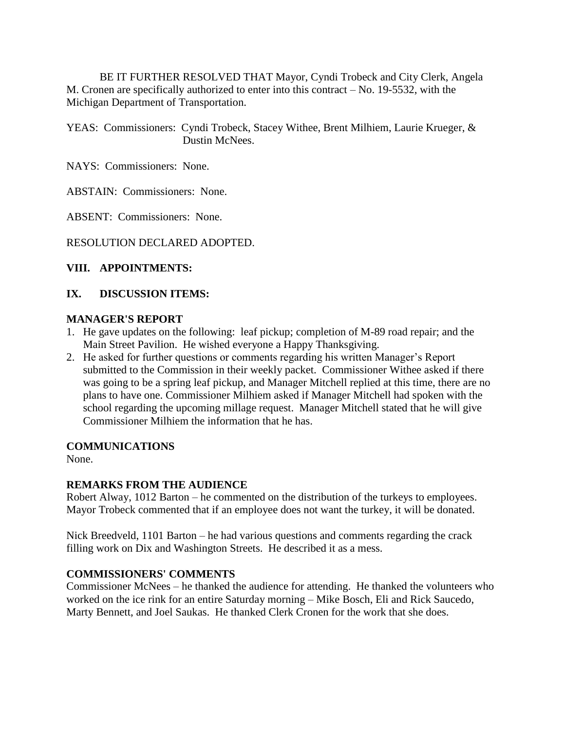BE IT FURTHER RESOLVED THAT Mayor, Cyndi Trobeck and City Clerk, Angela M. Cronen are specifically authorized to enter into this contract – No. 19-5532, with the Michigan Department of Transportation.

YEAS: Commissioners: Cyndi Trobeck, Stacey Withee, Brent Milhiem, Laurie Krueger, & Dustin McNees.

NAYS: Commissioners: None.

ABSTAIN: Commissioners: None.

ABSENT: Commissioners: None.

RESOLUTION DECLARED ADOPTED.

**VIII. APPOINTMENTS:**

**IX. DISCUSSION ITEMS:**

**MANAGER'S REPORT**

1. He gave updates on the following: leaf pickup; completion of M-89 road repair; and the Main Street Pavilion. He wished everyone a Happy Thanksgiving.
2. He asked for further questions or comments regarding his written Manager's Report submitted to the Commission in their weekly packet. Commissioner Withee asked if there was going to be a spring leaf pickup, and Manager Mitchell replied at this time, there are no plans to have one. Commissioner Milhiem asked if Manager Mitchell had spoken with the school regarding the upcoming millage request. Manager Mitchell stated that he will give Commissioner Milhiem the information that he has.

**COMMUNICATIONS**

None.

**REMARKS FROM THE AUDIENCE**

Robert Alway, 1012 Barton – he commented on the distribution of the turkeys to employees. Mayor Trobeck commented that if an employee does not want the turkey, it will be donated.

Nick Breedveld, 1101 Barton – he had various questions and comments regarding the crack filling work on Dix and Washington Streets. He described it as a mess.

**COMMISSIONERS' COMMENTS**

Commissioner McNees – he thanked the audience for attending. He thanked the volunteers who worked on the ice rink for an entire Saturday morning – Mike Bosch, Eli and Rick Saucedo, Marty Bennett, and Joel Saukas. He thanked Clerk Cronen for the work that she does.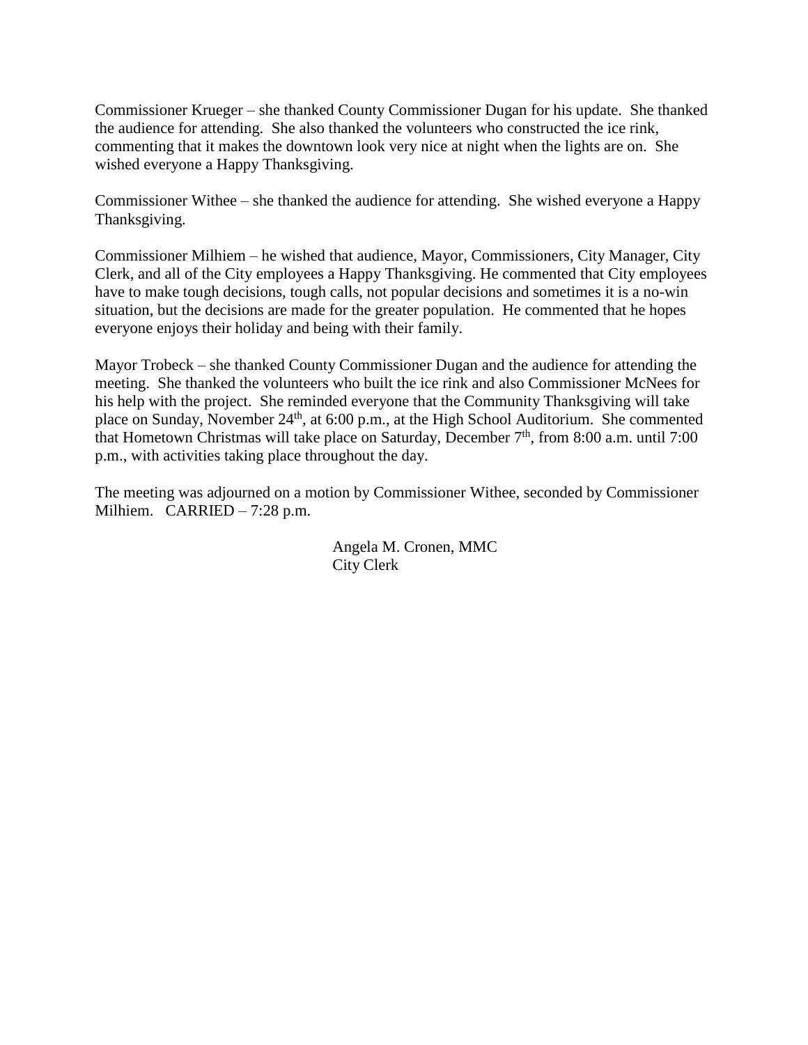Commissioner Krueger – she thanked County Commissioner Dugan for his update. She thanked the audience for attending. She also thanked the volunteers who constructed the ice rink, commenting that it makes the downtown look very nice at night when the lights are on. She wished everyone a Happy Thanksgiving.

Commissioner Withee – she thanked the audience for attending. She wished everyone a Happy Thanksgiving.

Commissioner Milhiem – he wished that audience, Mayor, Commissioners, City Manager, City Clerk, and all of the City employees a Happy Thanksgiving. He commented that City employees have to make tough decisions, tough calls, not popular decisions and sometimes it is a no-win situation, but the decisions are made for the greater population. He commented that he hopes everyone enjoys their holiday and being with their family.

Mayor Trobeck – she thanked County Commissioner Dugan and the audience for attending the meeting. She thanked the volunteers who built the ice rink and also Commissioner McNees for his help with the project. She reminded everyone that the Community Thanksgiving will take place on Sunday, November 24th, at 6:00 p.m., at the High School Auditorium. She commented that Hometown Christmas will take place on Saturday, December 7th, from 8:00 a.m. until 7:00 p.m., with activities taking place throughout the day.

The meeting was adjourned on a motion by Commissioner Withee, seconded by Commissioner Milhiem. CARRIED – 7:28 p.m.

Angela M. Cronen, MMC
City Clerk